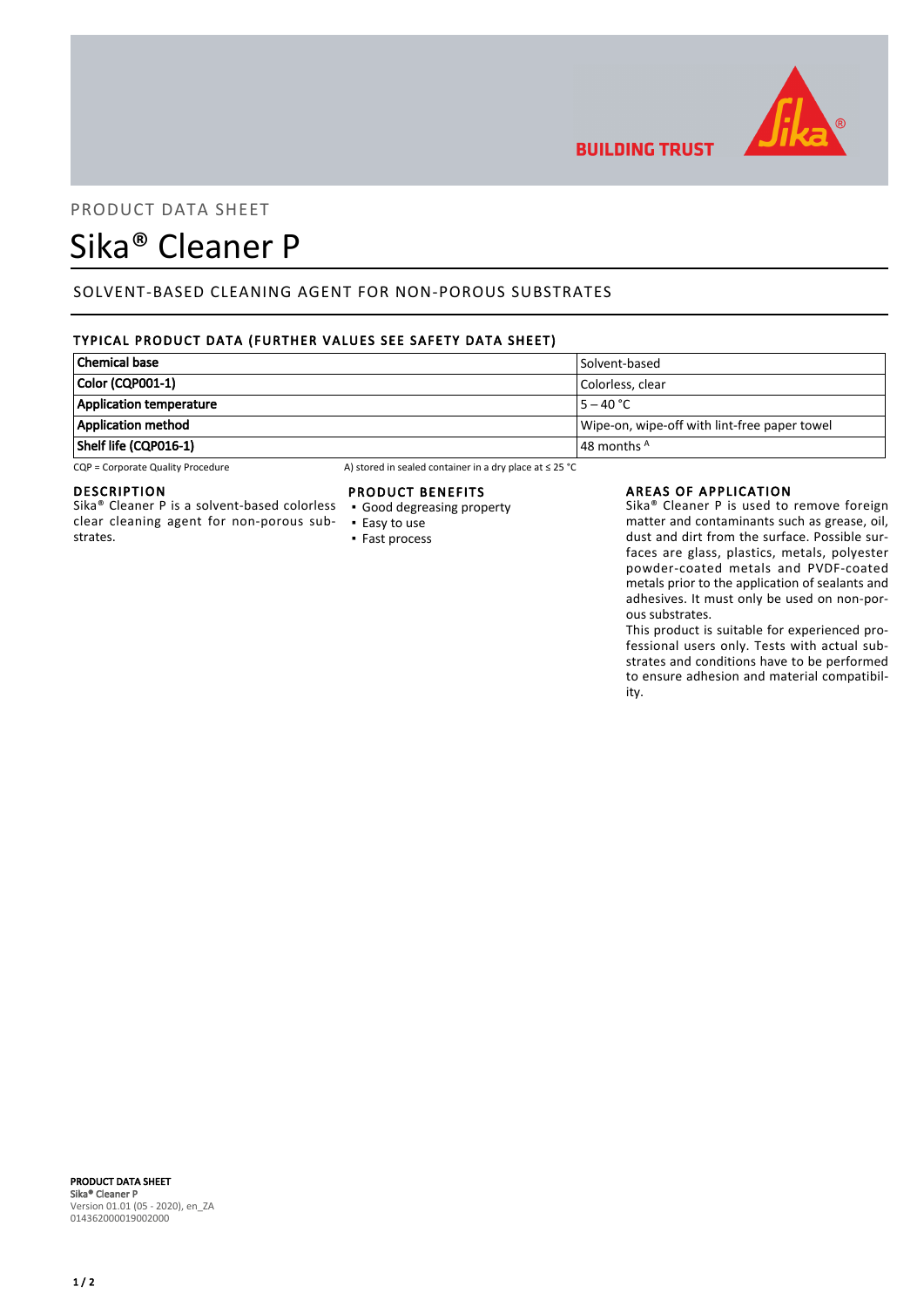BUILDING TRUST

PRODUCT DATA SHEET

# Sika® Cleaner P

## SOLVENT-BASED CLEANING AGENT FOR NON-POROUS SUBSTRATES

### TYPICAL PRODUCT DATA (FURTHER VALUES SEE SAFETY DATA SHEET)

| | |
|---|---|
| **Chemical base** | Solvent-based |
| **Color (CQP001-1)** | Colorless, clear |
| **Application temperature** | 5 – 40 °C |
| **Application method** | Wipe-on, wipe-off with lint-free paper towel |
| **Shelf life (CQP016-1)** | 48 months [A] |

CQP = Corporate Quality Procedure

A) stored in sealed container in a dry place at ≤ 25 °C

### DESCRIPTION

Sika® Cleaner P is a solvent-based colorless clear cleaning agent for non-porous substrates.

### PRODUCT BENEFITS

- Good degreasing property
- Easy to use
- Fast process

### AREAS OF APPLICATION

Sika® Cleaner P is used to remove foreign matter and contaminants such as grease, oil, dust and dirt from the surface. Possible surfaces are glass, plastics, metals, polyester powder-coated metals and PVDF-coated metals prior to the application of sealants and adhesives. It must only be used on non-porous substrates.

This product is suitable for experienced professional users only. Tests with actual substrates and conditions have to be performed to ensure adhesion and material compatibility.

**PRODUCT DATA SHEET**
**Sika® Cleaner P**
Version 01.01 (05 - 2020), en_ZA
014362000019002000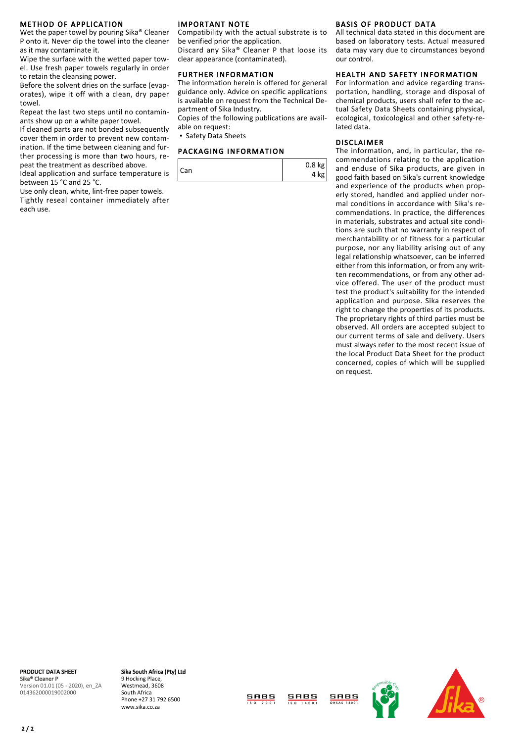## METHOD OF APPLICATION

Wet the paper towel by pouring Sika® Cleaner P onto it. Never dip the towel into the cleaner as it may contaminate it.

Wipe the surface with the wetted paper towel. Use fresh paper towels regularly in order to retain the cleansing power.

Before the solvent dries on the surface (evaporates), wipe it off with a clean, dry paper towel.

Repeat the last two steps until no contaminants show up on a white paper towel.

If cleaned parts are not bonded subsequently cover them in order to prevent new contamination. If the time between cleaning and further processing is more than two hours, repeat the treatment as described above.

Ideal application and surface temperature is between 15 °C and 25 °C.

Use only clean, white, lint-free paper towels.

Tightly reseal container immediately after each use.

## IMPORTANT NOTE

Compatibility with the actual substrate is to be verified prior the application.

Discard any Sika® Cleaner P that loose its clear appearance (contaminated).

## FURTHER INFORMATION

The information herein is offered for general guidance only. Advice on specific applications is available on request from the Technical Department of Sika Industry.

Copies of the following publications are available on request:

- Safety Data Sheets

## PACKAGING INFORMATION

| | |
|---|---|
| Can | 0.8 kg<br>4 kg |

## BASIS OF PRODUCT DATA

All technical data stated in this document are based on laboratory tests. Actual measured data may vary due to circumstances beyond our control.

## HEALTH AND SAFETY INFORMATION

For information and advice regarding transportation, handling, storage and disposal of chemical products, users shall refer to the actual Safety Data Sheets containing physical, ecological, toxicological and other safety-related data.

## DISCLAIMER

The information, and, in particular, the recommendations relating to the application and enduse of Sika products, are given in good faith based on Sika's current knowledge and experience of the products when properly stored, handled and applied under normal conditions in accordance with Sika's recommendations. In practice, the differences in materials, substrates and actual site conditions are such that no warranty in respect of merchantability or of fitness for a particular purpose, nor any liability arising out of any legal relationship whatsoever, can be inferred either from this information, or from any written recommendations, or from any other advice offered. The user of the product must test the product's suitability for the intended application and purpose. Sika reserves the right to change the properties of its products. The proprietary rights of third parties must be observed. All orders are accepted subject to our current terms of sale and delivery. Users must always refer to the most recent issue of the local Product Data Sheet for the product concerned, copies of which will be supplied on request.

**PRODUCT DATA SHEET**
**Sika® Cleaner P**
Version 01.01 (05 - 2020), en_ZA
014362000019002000

**Sika South Africa (Pty) Ltd**
9 Hocking Place,
Westmead, 3608
South Africa
Phone +27 31 792 6500
www.sika.co.za